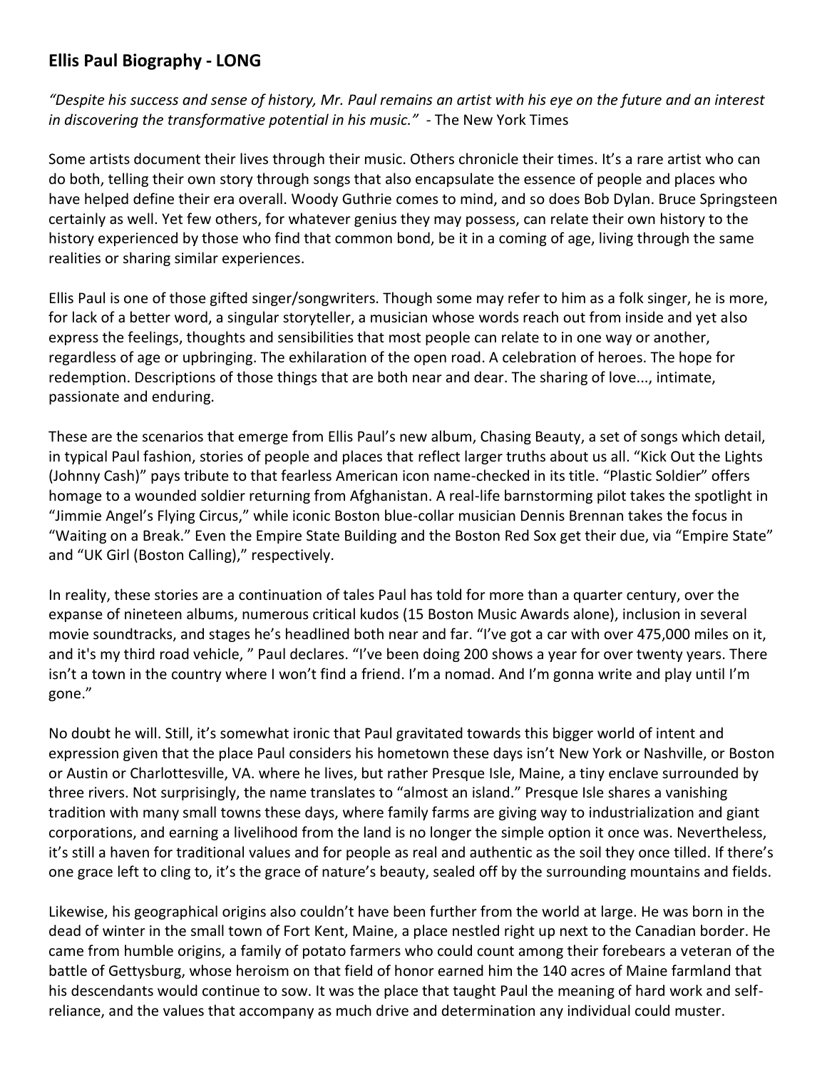## **Ellis Paul Biography - LONG**

*"Despite his success and sense of history, Mr. Paul remains an artist with his eye on the future and an interest in discovering the transformative potential in his music."* - The New York Times

Some artists document their lives through their music. Others chronicle their times. It's a rare artist who can do both, telling their own story through songs that also encapsulate the essence of people and places who have helped define their era overall. Woody Guthrie comes to mind, and so does Bob Dylan. Bruce Springsteen certainly as well. Yet few others, for whatever genius they may possess, can relate their own history to the history experienced by those who find that common bond, be it in a coming of age, living through the same realities or sharing similar experiences.

Ellis Paul is one of those gifted singer/songwriters. Though some may refer to him as a folk singer, he is more, for lack of a better word, a singular storyteller, a musician whose words reach out from inside and yet also express the feelings, thoughts and sensibilities that most people can relate to in one way or another, regardless of age or upbringing. The exhilaration of the open road. A celebration of heroes. The hope for redemption. Descriptions of those things that are both near and dear. The sharing of love..., intimate, passionate and enduring.

These are the scenarios that emerge from Ellis Paul's new album, Chasing Beauty, a set of songs which detail, in typical Paul fashion, stories of people and places that reflect larger truths about us all. "Kick Out the Lights (Johnny Cash)" pays tribute to that fearless American icon name-checked in its title. "Plastic Soldier" offers homage to a wounded soldier returning from Afghanistan. A real-life barnstorming pilot takes the spotlight in "Jimmie Angel's Flying Circus," while iconic Boston blue-collar musician Dennis Brennan takes the focus in "Waiting on a Break." Even the Empire State Building and the Boston Red Sox get their due, via "Empire State" and "UK Girl (Boston Calling)," respectively.

In reality, these stories are a continuation of tales Paul has told for more than a quarter century, over the expanse of nineteen albums, numerous critical kudos (15 Boston Music Awards alone), inclusion in several movie soundtracks, and stages he's headlined both near and far. "I've got a car with over 475,000 miles on it, and it's my third road vehicle, " Paul declares. "I've been doing 200 shows a year for over twenty years. There isn't a town in the country where I won't find a friend. I'm a nomad. And I'm gonna write and play until I'm gone."

No doubt he will. Still, it's somewhat ironic that Paul gravitated towards this bigger world of intent and expression given that the place Paul considers his hometown these days isn't New York or Nashville, or Boston or Austin or Charlottesville, VA. where he lives, but rather Presque Isle, Maine, a tiny enclave surrounded by three rivers. Not surprisingly, the name translates to "almost an island." Presque Isle shares a vanishing tradition with many small towns these days, where family farms are giving way to industrialization and giant corporations, and earning a livelihood from the land is no longer the simple option it once was. Nevertheless, it's still a haven for traditional values and for people as real and authentic as the soil they once tilled. If there's one grace left to cling to, it's the grace of nature's beauty, sealed off by the surrounding mountains and fields.

Likewise, his geographical origins also couldn't have been further from the world at large. He was born in the dead of winter in the small town of Fort Kent, Maine, a place nestled right up next to the Canadian border. He came from humble origins, a family of potato farmers who could count among their forebears a veteran of the battle of Gettysburg, whose heroism on that field of honor earned him the 140 acres of Maine farmland that his descendants would continue to sow. It was the place that taught Paul the meaning of hard work and self-reliance, and the values that accompany as much drive and determination any individual could muster.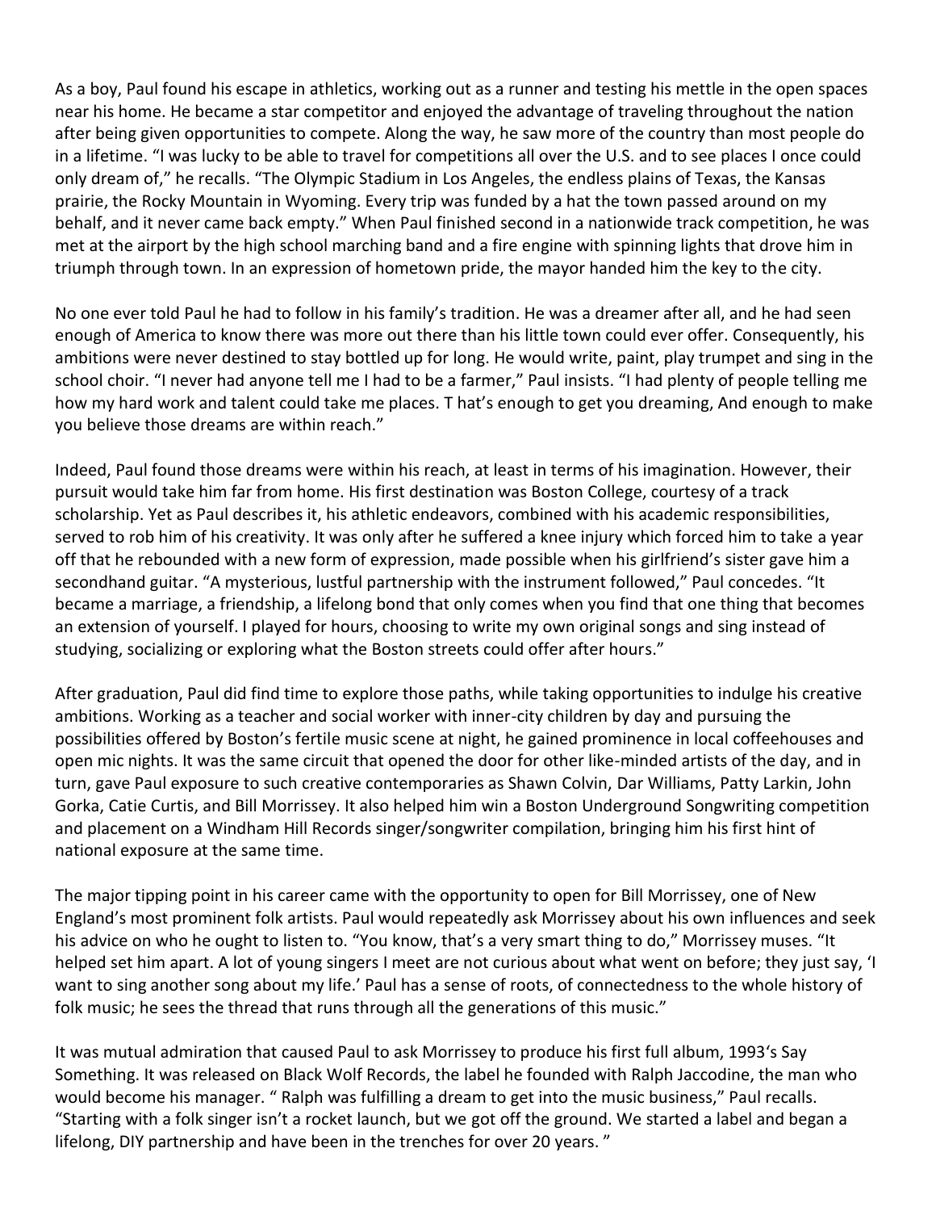As a boy, Paul found his escape in athletics, working out as a runner and testing his mettle in the open spaces near his home. He became a star competitor and enjoyed the advantage of traveling throughout the nation after being given opportunities to compete. Along the way, he saw more of the country than most people do in a lifetime. "I was lucky to be able to travel for competitions all over the U.S. and to see places I once could only dream of," he recalls. "The Olympic Stadium in Los Angeles, the endless plains of Texas, the Kansas prairie, the Rocky Mountain in Wyoming. Every trip was funded by a hat the town passed around on my behalf, and it never came back empty." When Paul finished second in a nationwide track competition, he was met at the airport by the high school marching band and a fire engine with spinning lights that drove him in triumph through town. In an expression of hometown pride, the mayor handed him the key to the city.

No one ever told Paul he had to follow in his family's tradition. He was a dreamer after all, and he had seen enough of America to know there was more out there than his little town could ever offer. Consequently, his ambitions were never destined to stay bottled up for long. He would write, paint, play trumpet and sing in the school choir. "I never had anyone tell me I had to be a farmer," Paul insists. "I had plenty of people telling me how my hard work and talent could take me places. T hat's enough to get you dreaming, And enough to make you believe those dreams are within reach."

Indeed, Paul found those dreams were within his reach, at least in terms of his imagination. However, their pursuit would take him far from home. His first destination was Boston College, courtesy of a track scholarship. Yet as Paul describes it, his athletic endeavors, combined with his academic responsibilities, served to rob him of his creativity. It was only after he suffered a knee injury which forced him to take a year off that he rebounded with a new form of expression, made possible when his girlfriend's sister gave him a secondhand guitar. "A mysterious, lustful partnership with the instrument followed," Paul concedes. "It became a marriage, a friendship, a lifelong bond that only comes when you find that one thing that becomes an extension of yourself. I played for hours, choosing to write my own original songs and sing instead of studying, socializing or exploring what the Boston streets could offer after hours."

After graduation, Paul did find time to explore those paths, while taking opportunities to indulge his creative ambitions. Working as a teacher and social worker with inner-city children by day and pursuing the possibilities offered by Boston's fertile music scene at night, he gained prominence in local coffeehouses and open mic nights. It was the same circuit that opened the door for other like-minded artists of the day, and in turn, gave Paul exposure to such creative contemporaries as Shawn Colvin, Dar Williams, Patty Larkin, John Gorka, Catie Curtis, and Bill Morrissey. It also helped him win a Boston Underground Songwriting competition and placement on a Windham Hill Records singer/songwriter compilation, bringing him his first hint of national exposure at the same time.

The major tipping point in his career came with the opportunity to open for Bill Morrissey, one of New England's most prominent folk artists. Paul would repeatedly ask Morrissey about his own influences and seek his advice on who he ought to listen to. "You know, that's a very smart thing to do," Morrissey muses. "It helped set him apart. A lot of young singers I meet are not curious about what went on before; they just say, 'I want to sing another song about my life.' Paul has a sense of roots, of connectedness to the whole history of folk music; he sees the thread that runs through all the generations of this music."

It was mutual admiration that caused Paul to ask Morrissey to produce his first full album, 1993's Say Something. It was released on Black Wolf Records, the label he founded with Ralph Jaccodine, the man who would become his manager. " Ralph was fulfilling a dream to get into the music business," Paul recalls. "Starting with a folk singer isn't a rocket launch, but we got off the ground. We started a label and began a lifelong, DIY partnership and have been in the trenches for over 20 years. "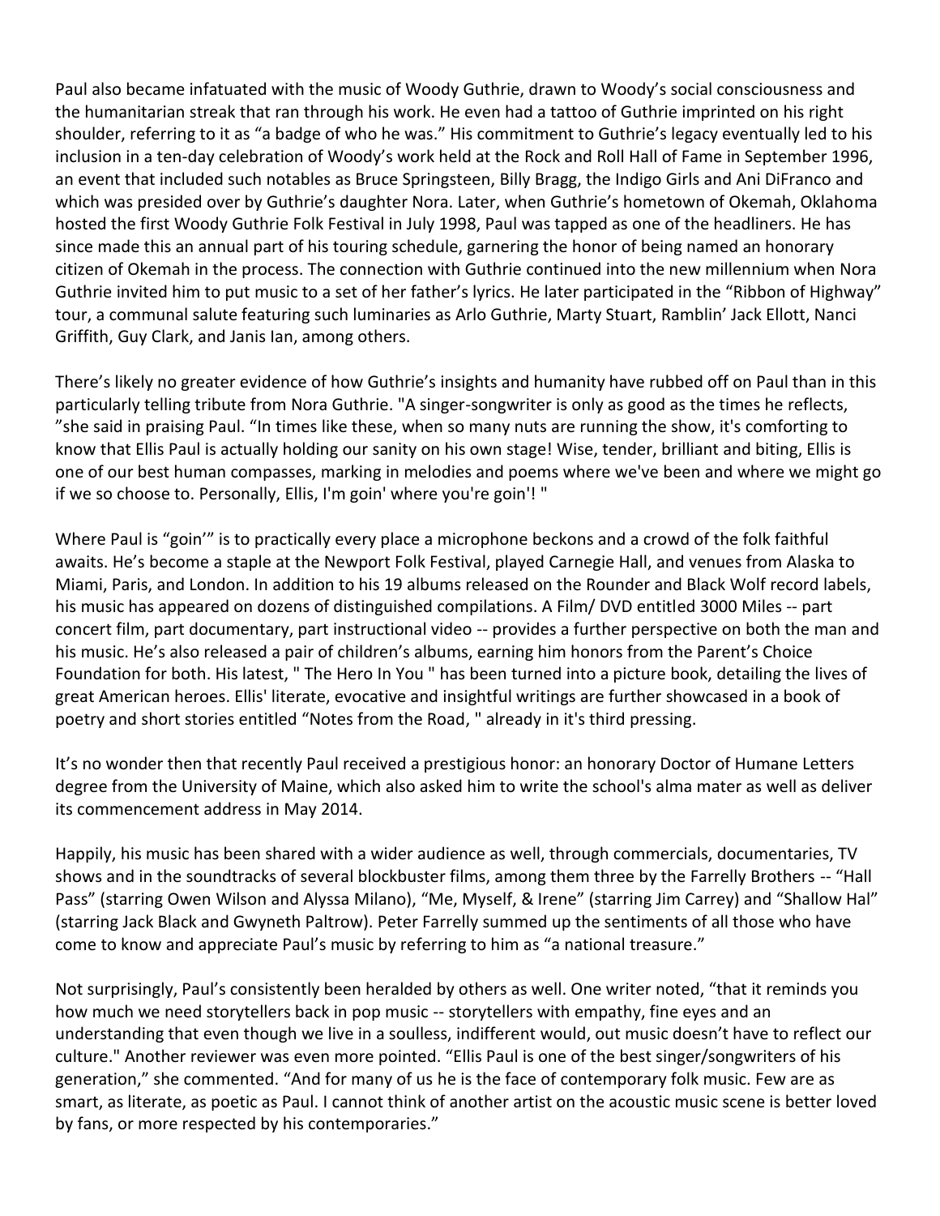Paul also became infatuated with the music of Woody Guthrie, drawn to Woody's social consciousness and the humanitarian streak that ran through his work. He even had a tattoo of Guthrie imprinted on his right shoulder, referring to it as "a badge of who he was." His commitment to Guthrie's legacy eventually led to his inclusion in a ten-day celebration of Woody's work held at the Rock and Roll Hall of Fame in September 1996, an event that included such notables as Bruce Springsteen, Billy Bragg, the Indigo Girls and Ani DiFranco and which was presided over by Guthrie's daughter Nora. Later, when Guthrie's hometown of Okemah, Oklahoma hosted the first Woody Guthrie Folk Festival in July 1998, Paul was tapped as one of the headliners. He has since made this an annual part of his touring schedule, garnering the honor of being named an honorary citizen of Okemah in the process. The connection with Guthrie continued into the new millennium when Nora Guthrie invited him to put music to a set of her father's lyrics. He later participated in the "Ribbon of Highway" tour, a communal salute featuring such luminaries as Arlo Guthrie, Marty Stuart, Ramblin' Jack Ellott, Nanci Griffith, Guy Clark, and Janis Ian, among others.

There's likely no greater evidence of how Guthrie's insights and humanity have rubbed off on Paul than in this particularly telling tribute from Nora Guthrie. "A singer-songwriter is only as good as the times he reflects, "she said in praising Paul. "In times like these, when so many nuts are running the show, it's comforting to know that Ellis Paul is actually holding our sanity on his own stage! Wise, tender, brilliant and biting, Ellis is one of our best human compasses, marking in melodies and poems where we've been and where we might go if we so choose to. Personally, Ellis, I'm goin' where you're goin'! "

Where Paul is "goin'" is to practically every place a microphone beckons and a crowd of the folk faithful awaits. He's become a staple at the Newport Folk Festival, played Carnegie Hall, and venues from Alaska to Miami, Paris, and London. In addition to his 19 albums released on the Rounder and Black Wolf record labels, his music has appeared on dozens of distinguished compilations. A Film/ DVD entitled 3000 Miles -- part concert film, part documentary, part instructional video -- provides a further perspective on both the man and his music. He's also released a pair of children's albums, earning him honors from the Parent's Choice Foundation for both. His latest, " The Hero In You " has been turned into a picture book, detailing the lives of great American heroes. Ellis' literate, evocative and insightful writings are further showcased in a book of poetry and short stories entitled "Notes from the Road, " already in it's third pressing.

It's no wonder then that recently Paul received a prestigious honor: an honorary Doctor of Humane Letters degree from the University of Maine, which also asked him to write the school's alma mater as well as deliver its commencement address in May 2014.

Happily, his music has been shared with a wider audience as well, through commercials, documentaries, TV shows and in the soundtracks of several blockbuster films, among them three by the Farrelly Brothers -- "Hall Pass" (starring Owen Wilson and Alyssa Milano), "Me, Myself, & Irene" (starring Jim Carrey) and "Shallow Hal" (starring Jack Black and Gwyneth Paltrow). Peter Farrelly summed up the sentiments of all those who have come to know and appreciate Paul's music by referring to him as "a national treasure."

Not surprisingly, Paul's consistently been heralded by others as well. One writer noted, "that it reminds you how much we need storytellers back in pop music -- storytellers with empathy, fine eyes and an understanding that even though we live in a soulless, indifferent would, out music doesn't have to reflect our culture." Another reviewer was even more pointed. "Ellis Paul is one of the best singer/songwriters of his generation," she commented. "And for many of us he is the face of contemporary folk music. Few are as smart, as literate, as poetic as Paul. I cannot think of another artist on the acoustic music scene is better loved by fans, or more respected by his contemporaries."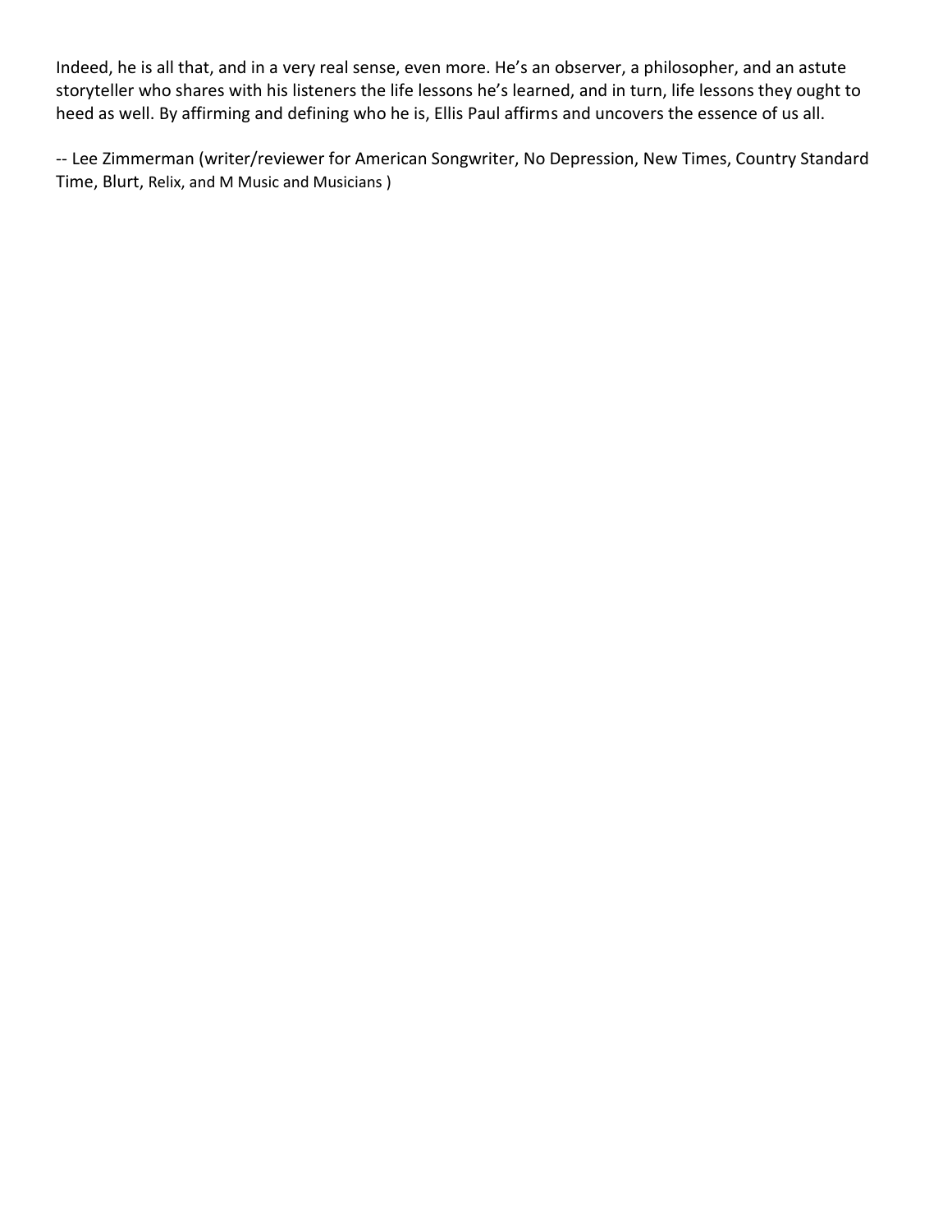Indeed, he is all that, and in a very real sense, even more. He's an observer, a philosopher, and an astute storyteller who shares with his listeners the life lessons he's learned, and in turn, life lessons they ought to heed as well. By affirming and defining who he is, Ellis Paul affirms and uncovers the essence of us all.

-- Lee Zimmerman (writer/reviewer for American Songwriter, No Depression, New Times, Country Standard Time, Blurt, Relix, and M Music and Musicians )